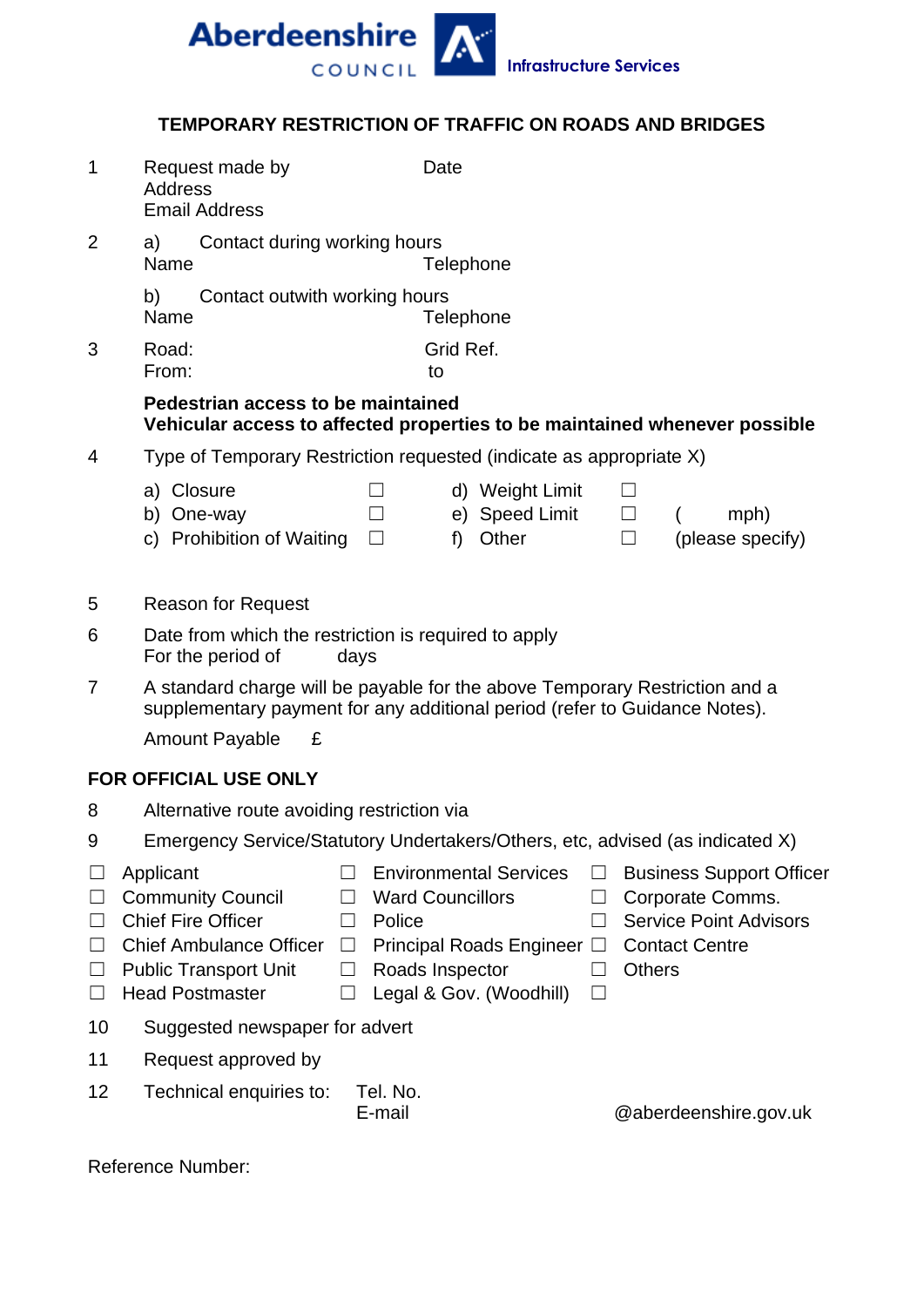Aberdeenshire COUNCIL Infrastructure Services

## TEMPORARY RESTRICTION OF TRAFFIC ON ROADS AND BRIDGES

1 Request made by Date
Address
Email Address

2 a) Contact during working hours
Name Telephone

b) Contact outwith working hours
Name Telephone

3 Road: Grid Ref.
From: to

**Pedestrian access to be maintained**
**Vehicular access to affected properties to be maintained whenever possible**

4 Type of Temporary Restriction requested (indicate as appropriate X)

| | | | | |
|---|---|---|---|---|
| a) Closure | ☐ | d) Weight Limit | ☐ | |
| b) One-way | ☐ | e) Speed Limit | ☐ | ( mph) |
| c) Prohibition of Waiting | ☐ | f) Other | ☐ | (please specify) |

5 Reason for Request

6 Date from which the restriction is required to apply
For the period of days

7 A standard charge will be payable for the above Temporary Restriction and a supplementary payment for any additional period (refer to Guidance Notes).

Amount Payable £

### FOR OFFICIAL USE ONLY

8 Alternative route avoiding restriction via

9 Emergency Service/Statutory Undertakers/Others, etc, advised (as indicated X)

| | | |
|---|---|---|
| ☐ Applicant | ☐ Environmental Services | ☐ Business Support Officer |
| ☐ Community Council | ☐ Ward Councillors | ☐ Corporate Comms. |
| ☐ Chief Fire Officer | ☐ Police | ☐ Service Point Advisors |
| ☐ Chief Ambulance Officer | ☐ Principal Roads Engineer | ☐ Contact Centre |
| ☐ Public Transport Unit | ☐ Roads Inspector | ☐ Others |
| ☐ Head Postmaster | ☐ Legal & Gov. (Woodhill) | ☐ |

10 Suggested newspaper for advert

11 Request approved by

12 Technical enquiries to: Tel. No.
E-mail @aberdeenshire.gov.uk

Reference Number: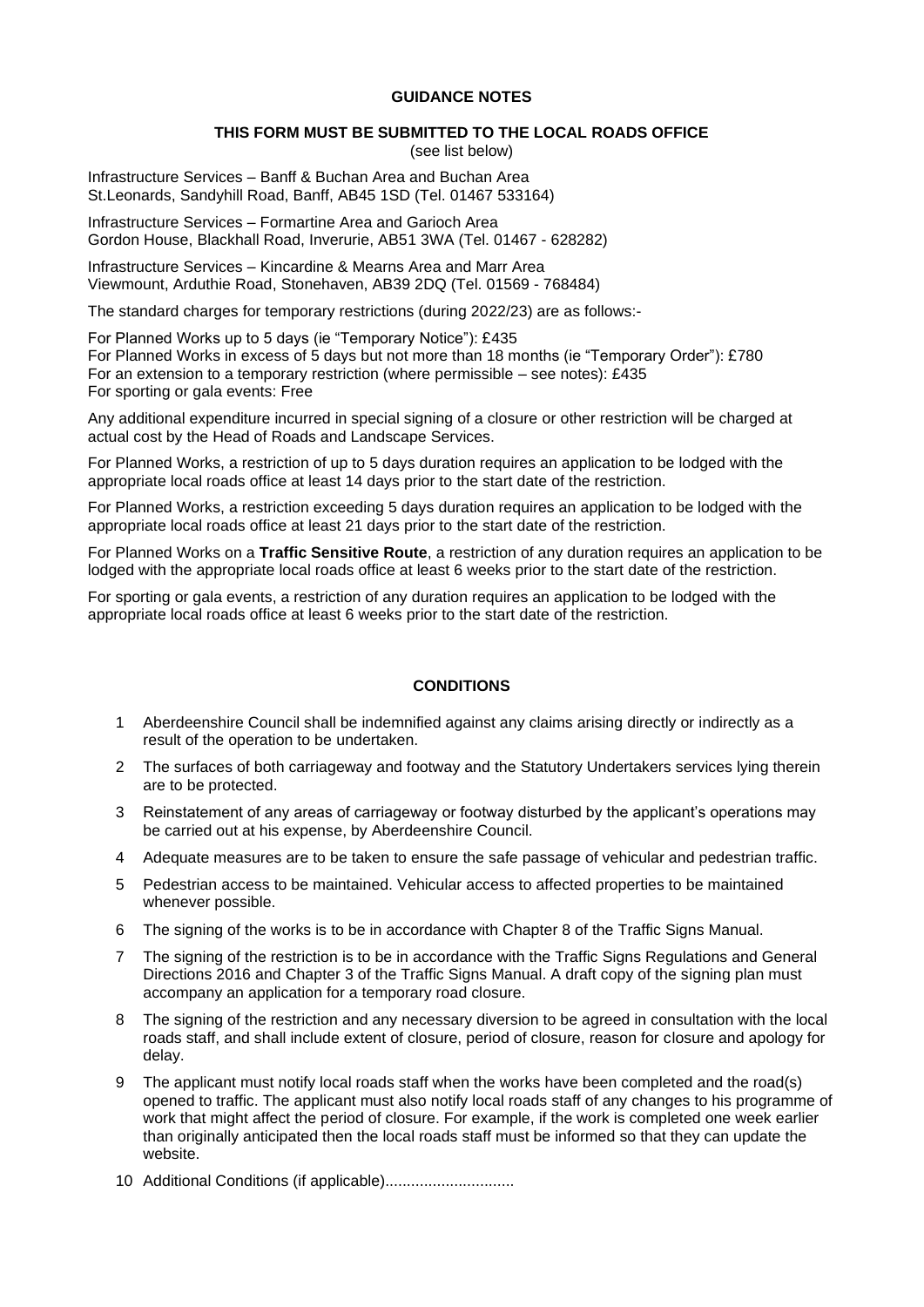## GUIDANCE NOTES

**THIS FORM MUST BE SUBMITTED TO THE LOCAL ROADS OFFICE**
(see list below)

Infrastructure Services – Banff & Buchan Area and Buchan Area
St.Leonards, Sandyhill Road, Banff, AB45 1SD (Tel. 01467 533164)

Infrastructure Services – Formartine Area and Garioch Area
Gordon House, Blackhall Road, Inverurie, AB51 3WA (Tel. 01467 - 628282)

Infrastructure Services – Kincardine & Mearns Area and Marr Area
Viewmount, Arduthie Road, Stonehaven, AB39 2DQ (Tel. 01569 - 768484)

The standard charges for temporary restrictions (during 2022/23) are as follows:-

For Planned Works up to 5 days (ie "Temporary Notice"): £435
For Planned Works in excess of 5 days but not more than 18 months (ie "Temporary Order"): £780
For an extension to a temporary restriction (where permissible – see notes): £435
For sporting or gala events: Free

Any additional expenditure incurred in special signing of a closure or other restriction will be charged at actual cost by the Head of Roads and Landscape Services.

For Planned Works, a restriction of up to 5 days duration requires an application to be lodged with the appropriate local roads office at least 14 days prior to the start date of the restriction.

For Planned Works, a restriction exceeding 5 days duration requires an application to be lodged with the appropriate local roads office at least 21 days prior to the start date of the restriction.

For Planned Works on a **Traffic Sensitive Route**, a restriction of any duration requires an application to be lodged with the appropriate local roads office at least 6 weeks prior to the start date of the restriction.

For sporting or gala events, a restriction of any duration requires an application to be lodged with the appropriate local roads office at least 6 weeks prior to the start date of the restriction.

## CONDITIONS

1. Aberdeenshire Council shall be indemnified against any claims arising directly or indirectly as a result of the operation to be undertaken.
2. The surfaces of both carriageway and footway and the Statutory Undertakers services lying therein are to be protected.
3. Reinstatement of any areas of carriageway or footway disturbed by the applicant's operations may be carried out at his expense, by Aberdeenshire Council.
4. Adequate measures are to be taken to ensure the safe passage of vehicular and pedestrian traffic.
5. Pedestrian access to be maintained. Vehicular access to affected properties to be maintained whenever possible.
6. The signing of the works is to be in accordance with Chapter 8 of the Traffic Signs Manual.
7. The signing of the restriction is to be in accordance with the Traffic Signs Regulations and General Directions 2016 and Chapter 3 of the Traffic Signs Manual. A draft copy of the signing plan must accompany an application for a temporary road closure.
8. The signing of the restriction and any necessary diversion to be agreed in consultation with the local roads staff, and shall include extent of closure, period of closure, reason for closure and apology for delay.
9. The applicant must notify local roads staff when the works have been completed and the road(s) opened to traffic. The applicant must also notify local roads staff of any changes to his programme of work that might affect the period of closure. For example, if the work is completed one week earlier than originally anticipated then the local roads staff must be informed so that they can update the website.
10. Additional Conditions (if applicable)..............................